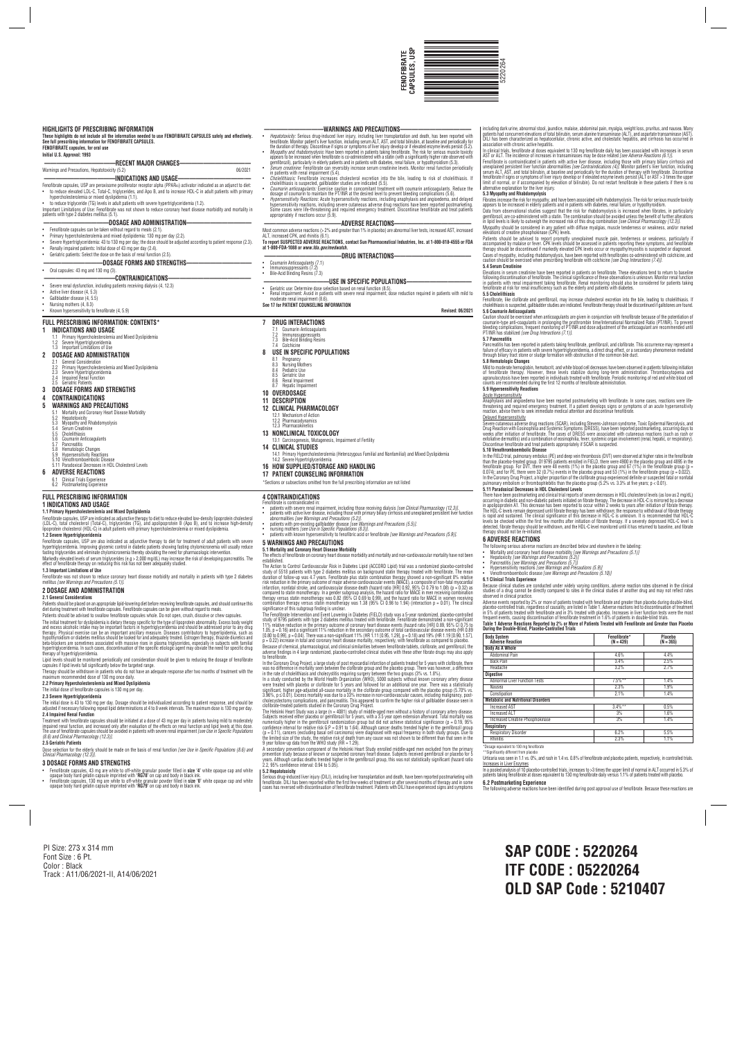FENOFIBRATE CAPSULES, USP

5220264

## HIGHLIGHTS OF PRESCRIBING INFORMATION

**These highlights do not include all the information needed to use FENOFIBRATE CAPSULES safely and effectively. See full prescribing information for FENOFIBRATE CAPSULES.**

**FENOFIBRATE capsules, for oral use**

**Initial U.S. Approval: 1993**

### RECENT MAJOR CHANGES

Warnings and Precautions, Hepatotoxicity (5.2) 06/2021

### INDICATIONS AND USAGE

Fenofibrate capsules, USP are peroxisome proliferator receptor alpha (PPARα) activator indicated as an adjunct to diet:

- to reduce elevated LDL-C, Total-C, triglycerides, and Apo B, and to increase HDL-C in adult patients with primary hypercholesterolemia or mixed dyslipidemia (1.1).
- to reduce triglyceride (TG) levels in adult patients with severe hypertriglyceridemia (1.2).

Important Limitations of Use: Fenofibrate was not shown to reduce coronary heart disease morbidity and mortality in patients with type 2 diabetes mellitus (5.1).

### DOSAGE AND ADMINISTRATION

- Fenofibrate capsules can be taken without regard to meals (2.1).
- Primary hypercholesterolemia and mixed dyslipidemia: 130 mg per day (2.2).
- Severe Hypertriglyceridemia: 43 to 130 mg per day; the dose should be adjusted according to patient response (2.3).
- Renally impaired patients: Initial dose of 43 mg per day (2.4).
- Geriatric patients: Select the dose on the basis of renal function (2.5).

### DOSAGE FORMS AND STRENGTHS

- Oral capsules: 43 mg and 130 mg (3).

### CONTRAINDICATIONS

- Severe renal dysfunction, including patients receiving dialysis (4, 12.3)
- Active liver disease (4, 5.3)
- Gallbladder disease (4, 5.5)
- Nursing mothers (4, 8.3)
- Known hypersensitivity to fenofibrate (4, 5.9)

### WARNINGS AND PRECAUTIONS

- *Hepatotoxicity*: Serious drug-induced liver injury, including liver transplantation and death, has been reported with fenofibrate. Monitor patient's liver function, including serum ALT, AST, and total bilirubin, at baseline and periodically for the duration of therapy. Discontinue if signs or symptoms of liver injury develop or if elevated enzyme levels persist (5.2).
- *Myopathy and rhabdomyolysis*: Have been reported in patients taking fenofibrate. The risk for serious muscle toxicity appears to be increased when fenofibrate is co-administered with a statin (with a significantly higher rate observed with gemfibrozil), particularly in elderly patients and in patients with diabetes, renal failure, or hypothyroidism (5.3).
- *Serum creatinine*: Fenofibrate can reversibly increase serum creatinine levels. Monitor renal function periodically in patients with renal impairment (5.4).
- *Cholelithiasis*: Fenofibrate increases cholesterol excretion into the bile, leading to risk of cholelithiasis. If cholelithiasis is suspected, gallbladder studies are indicated (5.5).
- *Coumarin anticoagulants*: Exercise caution in concomitant treatment with coumarin anticoagulants. Reduce the dosage of coumarin to maintain the PT/INR at the desired level to prevent bleeding complications (5.6).
- *Hypersensitivity Reactions*: Acute hypersensitivity reactions, including anaphylaxis and angioedema, and delayed hypersensitivity reactions, including severe cutaneous adverse drug reactions have been reported postmarketing. Some cases were life-threatening and required emergency treatment. Discontinue fenofibrate and treat patients appropriately if reactions occur (5.9).

### ADVERSE REACTIONS

Most common adverse reactions (> 2% and greater than 1% in placebo) are abnormal liver tests, increased AST, increased ALT, increased CPK, and rhinitis (6.1).

**To report SUSPECTED ADVERSE REACTIONS, contact Sun Pharmaceutical Industries, Inc. at 1-800-818-4555 or FDA at 1-800-FDA-1088 or *www.fda.gov/medwatch*.**

### DRUG INTERACTIONS

- Coumarin Anticoagulants (7.1)
- Immunosuppressants (7.2)
- Bile-Acid Binding Resins (7.3)

### USE IN SPECIFIC POPULATIONS

- Geriatric use: Determine dose selection based on renal function (8.5).
- Renal impairment: Avoid in patients with severe renal impairment; dose reduction required in patients with mild to moderate renal impairment (8.6).

**See 17 for PATIENT COUNSELING INFORMATION**

**Revised: 06/2021**

## FULL PRESCRIBING INFORMATION: CONTENTS*

**1 INDICATIONS AND USAGE**
- 1.1 Primary Hypercholesterolemia and Mixed Dyslipidemia
- 1.2 Severe Hypertriglyceridemia
- 1.3 Important Limitations of Use

**2 DOSAGE AND ADMINISTRATION**
- 2.1 General Consideration
- 2.2 Primary Hypercholesterolemia and Mixed Dyslipidemia
- 2.3 Severe Hypertriglyceridemia
- 2.4 Impaired Renal Function
- 2.5 Geriatric Patients

**3 DOSAGE FORMS AND STRENGTHS**

**4 CONTRAINDICATIONS**

**5 WARNINGS AND PRECAUTIONS**
- 5.1 Mortality and Coronary Heart Disease Morbidity
- 5.2 Hepatotoxicity
- 5.3 Myopathy and Rhabdomyolysis
- 5.4 Serum Creatinine
- 5.5 Cholelithiasis
- 5.6 Coumarin Anticoagulants
- 5.7 Pancreatitis
- 5.8 Hematologic Changes
- 5.9 Hypersensitivity Reactions
- 5.10 Venothromboembolic Disease
- 5.11 Paradoxical Decreases in HDL Cholesterol Levels

**6 ADVERSE REACTIONS**
- 6.1 Clinical Trials Experience
- 6.2 Postmarketing Experience

**7 DRUG INTERACTIONS**
- 7.1 Coumarin Anticoagulants
- 7.2 Immunosuppressants
- 7.3 Bile-Acid Binding Resins
- 7.4 Colchicine

**8 USE IN SPECIFIC POPULATIONS**
- 8.1 Pregnancy
- 8.3 Nursing Mothers
- 8.4 Pediatric Use
- 8.5 Geriatric Use
- 8.6 Renal Impairment
- 8.7 Hepatic Impairment

**10 OVERDOSAGE**

**11 DESCRIPTION**

**12 CLINICAL PHARMACOLOGY**
- 12.1 Mechanism of Action
- 12.2 Pharmacodynamics
- 12.3 Pharmacokinetics

**13 NONCLINICAL TOXICOLOGY**
- 13.1 Carcinogenesis, Mutagenesis, Impairment of Fertility

**14 CLINICAL STUDIES**
- 14.1 Primary Hypercholesterolemia (Heterozygous Familial and Nonfamilial) and Mixed Dyslipidemia
- 14.2 Severe Hypertriglyceridemia

**16 HOW SUPPLIED/STORAGE AND HANDLING**

**17 PATIENT COUNSELING INFORMATION**

*Sections or subsections omitted from the full prescribing information are not listed

## FULL PRESCRIBING INFORMATION

### 1 INDICATIONS AND USAGE

#### 1.1 Primary Hypercholesterolemia and Mixed Dyslipidemia

Fenofibrate capsules, USP are indicated as adjunctive therapy to diet to reduce elevated low-density lipoprotein cholesterol (LDL-C), total cholesterol (Total-C), triglycerides (TG), and apolipoprotein B (Apo B), and to increase high-density lipoprotein cholesterol (HDL-C) in adult patients with primary hypercholesterolemia or mixed dyslipidemia.

#### 1.2 Severe Hypertriglyceridemia

Fenofibrate capsules, USP are also indicated as adjunctive therapy to diet for treatment of adult patients with severe hypertriglyceridemia. Improving glycemic control in diabetic patients showing fasting chylomicronemia will usually reduce fasting triglycerides and eliminate chylomicronemia thereby obviating the need for pharmacologic intervention.

Markedly elevated levels of serum triglycerides (e.g > 2,000 mg/dL) may increase the risk of developing pancreatitis. The effect of fenofibrate therapy on reducing this risk has not been adequately studied.

#### 1.3 Important Limitations of Use

Fenofibrate was not shown to reduce coronary heart disease morbidity and mortality in patients with type 2 diabetes mellitus *[see Warnings and Precautions (5.1)]*.

### 2 DOSAGE AND ADMINISTRATION

#### 2.1 General Consideration

Patients should be placed on an appropriate lipid-lowering diet before receiving fenofibrate capsules, and should continue this diet during treatment with fenofibrate capsules. Fenofibrate capsules can be given without regard to meals.

Patients should be advised to swallow fenofibrate capsules whole. Do not open, crush, dissolve or chew capsules.

The initial treatment for dyslipidemia is dietary therapy specific for the type of lipoprotein abnormality. Excess body weight and excess alcoholic intake may be important factors in hypertriglyceridemia and should be addressed prior to any drug therapy. Physical exercise can be an important ancillary measure. Diseases contributory to hyperlipidemia, such as hypothyroidism or diabetes mellitus should be looked for and adequately treated. Estrogen therapy, thiazide diuretics and beta-blockers are sometimes associated with massive rises in plasma triglycerides, especially in subjects with familial hypertriglyceridemia. In such cases, discontinuation of the specific etiologic agent may obviate the need for specific drug therapy of hypertriglyceridemia.

Lipid levels should be monitored periodically and consideration should be given to reducing the dosage of fenofibrate capsules if lipid levels fall significantly below the targeted range.

Therapy should be withdrawn in patients who do not have an adequate response after two months of treatment with the maximum recommended dose of 130 mg once daily.

#### 2.2 Primary Hypercholesterolemia and Mixed Dyslipidemia

The initial dose of fenofibrate capsules is 130 mg per day.

#### 2.3 Severe Hypertriglyceridemia

The initial dose is 43 to 130 mg per day. Dosage should be individualized according to patient response, and should be adjusted if necessary following repeat lipid determinations at 4 to 8 week intervals. The maximum dose is 130 mg per day.

#### 2.4 Impaired Renal Function

Treatment with fenofibrate capsules should be initiated at a dose of 43 mg per day in patients having mild to moderately impaired renal function, and increased only after evaluation of the effects on renal function and lipid levels at this dose. The use of fenofibrate capsules should be avoided in patients with severe renal impairment *[see Use in Specific Populations (8.6) and Clinical Pharmacology (12.3)]*.

#### 2.5 Geriatric Patients

Dose selection for the elderly should be made on the basis of renal function *[see Use in Specific Populations (8.6) and Clinical Pharmacology (12.3)]*.

### 3 DOSAGE FORMS AND STRENGTHS

- Fenofibrate capsules, 43 mg are white to off-white granular powder filled in **size '4'** white opaque cap and white opaque body hard gelatin capsule imprinted with **'RG78'** on cap and body in black ink.
- Fenofibrate capsules, 130 mg are white to off-white granular powder filled in **size '0'** white opaque cap and white opaque body hard gelatin capsule imprinted with **'RG79'** on cap and body in black ink.

### 4 CONTRAINDICATIONS

Fenofibrate is contraindicated in:

- patients with severe renal impairment, including those receiving dialysis *[see Clinical Pharmacology (12.3)]*.
- patients with active liver disease, including those with primary biliary cirrhosis and unexplained persistent liver function abnormalities *[see Warnings and Precautions (5.2)]*.
- patients with pre-existing gallbladder disease *[see Warnings and Precautions (5.5)]*.
- nursing mothers *[see Use in Specific Populations (8.3)]*.
- patients with known hypersensitivity to fenofibrate acid or fenofibrate *[see Warnings and Precautions (5.9)]*.

### 5 WARNINGS AND PRECAUTIONS

#### 5.1 Mortality and Coronary Heart Disease Morbidity

The effects of fenofibrate on coronary heart disease morbidity and mortality and non-cardiovascular mortality have not been established.

The Action to Control Cardiovascular Risk in Diabetes Lipid (ACCORD Lipid) trial was a randomized placebo-controlled study of 5518 patients with type 2 diabetes mellitus on background statin therapy treated with fenofibrate. The mean duration of follow-up was 4.7 years. Fenofibrate plus statin combination therapy showed a non-significant 8% relative risk reduction in the primary outcome of major adverse cardiovascular events (MACE), a composite of non-fatal myocardial infarction, nonfatal stroke, and cardiovascular disease death (hazard ratio [HR] 0.92, 95% CI 0.79 to 1.08) (p = 0.32) as compared to statin monotherapy. In a gender subgroup analysis, the hazard ratio for MACE in men receiving combination therapy versus statin monotherapy was 0.82 (95% CI 0.69 to 0.99), and the hazard ratio for MACE in women receiving combination therapy versus statin monotherapy was 1.38 (95% CI 0.98 to 1.94) (interaction p = 0.01). The clinical significance of this subgroup finding is unclear.

The Fenofibrate Intervention and Event Lowering in Diabetes (FIELD) study was a 5-year randomized, placebo-controlled study of 9795 patients with type 2 diabetes mellitus treated with fenofibrate. Fenofibrate demonstrated a non-significant 11% relative reduction in the primary outcome of coronary heart disease events (hazard ratio [HR] 0.89, 95% CI 0.75 to 1.05, p = 0.16) and a significant 11% reduction in the secondary outcome of total cardiovascular disease events (HR 0.89 [0.80 to 0.99], p = 0.04). There was a non-significant 11% (HR 1.11 [0.95, 1.29], p = 0.18) and 19% (HR 1.19 [0.90, 1.57], p = 0.22) increase in total and coronary heart disease mortality, respectively, with fenofibrate as compared to placebo.

Because of chemical, pharmacological, and clinical similarities between fenofibrate tablets, clofibrate, and gemfibrozil, the adverse findings in 4 large randomized, placebo-controlled clinical studies with these other fibrate drugs may also apply to fenofibrate.

In the Coronary Drug Project, a large study of post myocardial infarction of patients treated for 5 years with clofibrate, there was no difference in mortality seen between the clofibrate group and the placebo group. There was however, a difference in the rate of cholelithiasis and cholecystitis requiring surgery between the two groups (3% vs. 1.8%).

In a study conducted by the World Health Organization (WHO), 5000 subjects without known coronary artery disease were treated with placebo or clofibrate for 5 years and followed for an additional one year. There was a statistically significant, higher age-adjusted all-cause mortality in the clofibrate group compared with the placebo group (5.70% vs. 3.96%, p ≤ 0.01). Excess mortality was due to a 33% increase in non-cardiovascular causes, including malignancy, post-cholecystectomy complications, and pancreatitis. This appeared to confirm the higher risk of gallbladder disease seen in clofibrate-treated patients studied in the Coronary Drug Project.

The Helsinki Heart Study was a large (n = 4081) study of middle-aged men without a history of coronary artery disease. Subjects received either placebo or gemfibrozil for 5 years, with a 3.5 year open extension afterward. Total mortality was numerically higher in the gemfibrozil randomization group but did not achieve statistical significance (p = 0.19, 95% confidence interval for relative risk G:P = 0.91 to 1.64). Although cancer deaths trended higher in the gemfibrozil group (p = 0.11), cancers (excluding basal cell carcinoma) were diagnosed with equal frequency in both study groups. Due to the limited size of the study, the relative risk of death from any cause was not shown to be different than that seen in the 9 year follow-up data from the WHO study (RR = 1.29).

A secondary prevention component of the Helsinki Heart Study enrolled middle-aged men excluded from the primary prevention study because of known or suspected coronary heart disease. Subjects received gemfibrozil or placebo for 5 years. Although cardiac deaths trended higher in the gemfibrozil group, this was not statistically significant (hazard ratio 2.2, 95% confidence interval: 0.94 to 5.05).

#### 5.2 Hepatotoxicity

Serious drug-induced liver injury (DILI), including liver transplantation and death, have been reported postmarketing with fenofibrate. DILI has been reported within the first few weeks of treatment or after several months of therapy and in some cases has reversed with discontinuation of fenofibrate treatment. Patients with DILI have experienced signs and symptoms including dark urine, abnormal stool, jaundice, malaise, abdominal pain, myalgia, weight loss, pruritus, and nausea. Many patients had concurrent elevations of total bilirubin, serum alanine transaminase (ALT), and aspartate transaminase (AST). DILI has been characterized as hepatocellular, chronic active, and cholestatic hepatitis, and cirrhosis has occurred in association with chronic active hepatitis.

In clinical trials, fenofibrate at doses equivalent to 130 mg fenofibrate daily has been associated with increases in serum AST or ALT. The incidence of increases in transaminases may be dose related *[see Adverse Reactions (6.1)]*.

Fenofibrate is contraindicated in patients with active liver disease, including those with primary biliary cirrhosis and unexplained persistent liver function abnormalities *[see Contraindications (4)]*. Monitor patient's liver function, including serum ALT, AST, and total bilirubin, at baseline and periodically for the duration of therapy with fenofibrate. Discontinue fenofibrate if signs or symptoms of liver injury develop or if elevated enzyme levels persist (ALT or AST > 3 times the upper limit of normal, or if accompanied by elevation of bilirubin). Do not restart fenofibrate in these patients if there is no alternative explanation for the liver injury.

#### 5.3 Myopathy and Rhabdomyolysis

Fibrates increase the risk for myopathy, and have been associated with rhabdomyolysis. The risk for serious muscle toxicity appears to be increased in elderly patients and in patients with diabetes, renal failure, or hypothyroidism.

Data from observational studies suggest that the risk for rhabdomyolysis is increased when fibrates, in particularly gemfibrozil, are co-administered with a statin. The combination should be avoided unless the benefit of further alterations in lipid levels is likely to outweigh the increased risk of this drug combination *[see Clinical Pharmacology (12.3)]*.

Myopathy should be considered in any patient with diffuse myalgias, muscle tenderness or weakness, and/or marked elevations of creatine phosphokinase (CPK) levels.

Patients should be advised to report promptly unexplained muscle pain, tenderness or weakness, particularly if accompanied by malaise or fever. CPK levels should be assessed in patients reporting these symptoms, and fenofibrate therapy should be discontinued if markedly elevated CPK levels occur or myopathy/myositis is suspected or diagnosed.

Cases of myopathy, including rhabdomyolysis, have been reported with fenofibrates co-administered with colchicine, and caution should be exercised when prescribing fenofibrate with colchicine *[see Drug Interactions (7.4)]*.

#### 5.4 Serum Creatinine

Elevations in serum creatinine have been reported in patients on fenofibrate. These elevations tend to return to baseline following discontinuation of fenofibrate. The clinical significance of these observations is unknown. Monitor renal function in patients with renal impairment taking fenofibrate. Renal monitoring should also be considered for patients taking fenofibrate at risk for renal insufficiency such as the elderly and patients with diabetes.

#### 5.5 Cholelithiasis

Fenofibrate, like clofibrate and gemfibrozil, may increase cholesterol excretion into the bile, leading to cholelithiasis. If cholelithiasis is suspected, gallbladder studies are indicated. Fenofibrate therapy should be discontinued if gallstones are found.

#### 5.6 Coumarin Anticoagulants

Caution should be exercised when anticoagulants are given in conjunction with fenofibrate because of the potentiation of coumarin-type anti-coagulants in prolonging the prothrombin time/International Normalized Ratio (PT/INR). To prevent bleeding complications, frequent monitoring of PT/INR and dose adjustment of the anticoagulant are recommended until PT/INR has stabilized *[see Drug Interactions (7.1)]*.

#### 5.7 Pancreatitis

Pancreatitis has been reported in patients taking fenofibrate, gemfibrozil, and clofibrate. This occurrence may represent a failure of efficacy in patients with severe hypertriglyceridemia, a direct drug effect, or a secondary phenomenon mediated through biliary tract stone or sludge formation with obstruction of the common bile duct.

#### 5.8 Hematologic Changes

Mild to moderate hemoglobin, hematocrit, and white blood cell decreases have been observed in patients following initiation of fenofibrate therapy. However, these levels stabilize during long-term administration. Thrombocytopenia and agranulocytosis have been reported in individuals treated with fenofibrate. Periodic monitoring of red and white blood cell counts are recommended during the first 12 months of fenofibrate administration.

#### 5.9 Hypersensitivity Reactions

Acute Hypersensitivity

Anaphylaxis and angioedema have been reported postmarketing with fenofibrate. In some cases, reactions were life-threatening and required emergency treatment. If a patient develops signs or symptoms of an acute hypersensitivity reaction, advise them to seek immediate medical attention and discontinue fenofibrate.

Delayed Hypersensitivity

Severe cutaneous adverse drug reactions (SCAR), including Stevens-Johnson syndrome, Toxic Epidermal Necrolysis, and Drug Reaction with Eosinophilia and Systemic Symptoms (DRESS), have been reported postmarketing, occurring days to weeks after initiation of fenofibrate. The cases of DRESS were associated with cutaneous reactions (such as rash or exfoliative dermatitis) and a combination of eosinophilia, fever, systemic organ involvement (renal, hepatic, or respiratory). Discontinue fenofibrate and treat patients appropriately if SCAR is suspected.

#### 5.10 Venothromboembolic Disease

In the FIELD trial, pulmonary embolus (PE) and deep vein thrombosis (DVT) were observed at higher rates in the fenofibrate than the placebo-treated group. Of 9795 patients enrolled in FIELD, there were 4900 in the placebo group and 4895 in the fenofibrate group. For DVT, there were 48 events (1%) in the placebo group and 67 (1%) in the fenofibrate group (p = 0.074); and for PE, there were 32 (0.7%) events in the placebo group and 53 (1%) in the fenofibrate group (p = 0.022).

In the Coronary Drug Project, a higher proportion of the clofibrate group experienced definite or suspected fatal or nonfatal pulmonary embolism or thrombophlebitis than the placebo group (5.2% vs. 3.3% at five years; p < 0.01).

#### 5.11 Paradoxical Decreases in HDL Cholesterol Levels

There have been postmarketing and clinical trial reports of severe decreases in HDL cholesterol levels (as low as 2 mg/dL) occurring in diabetic and non-diabetic patients initiated on fibrate therapy. The decrease in HDL-C is mirrored by a decrease in apolipoprotein A1. This decrease has been reported to occur within 2 weeks to years after initiation of fibrate therapy. The HDL-C levels remain depressed until fibrate therapy has been withdrawn; the response to withdrawal of fibrate therapy is rapid and sustained. The clinical significance of this decrease in HDL-C is unknown. It is recommended that HDL-C levels be checked within the first few months after initiation of fibrate therapy. If a severely depressed HDL-C level is detected, fibrate therapy should be withdrawn, and the HDL-C level monitored until it has returned to baseline, and fibrate therapy should not be re-initiated.

### 6 ADVERSE REACTIONS

The following serious adverse reactions are described below and elsewhere in the labeling:

- Mortality and coronary heart disease morbidity *[see Warnings and Precautions (5.1)]*
- Hepatotoxicity *[see Warnings and Precautions (5.2)]*
- Pancreatitis *[see Warnings and Precautions (5.7)]*
- Hypersensitivity reactions *[see Warnings and Precautions (5.9)]*
- Venothromboembolic disease *[see Warnings and Precautions (5.10)]*

#### 6.1 Clinical Trials Experience

Because clinical studies are conducted under widely varying conditions, adverse reaction rates observed in the clinical studies of a drug cannot be directly compared to rates in the clinical studies of another drug and may not reflect rates observed in clinical practice.

Adverse events reported by 2% or more of patients treated with fenofibrate and greater than placebo during double-blind, placebo-controlled trials, regardless of causality, are listed in Table 1. Adverse reactions led to discontinuation of treatment in 5% of patients treated with fenofibrate and in 3% treated with placebo. Increases in liver function tests were the most frequent events, causing discontinuation of fenofibrate treatment in 1.6% of patients in double-blind trials.

**Table 1 Adverse Reactions Reported by 2% or More of Patients Treated with Fenofibrate and Greater than Placebo During the Double-Blind, Placebo-Controlled Trials**

| Body System<br>Adverse Reaction | Fenofibrate*<br>(N = 439) | Placebo<br>(N = 365) |
|---|---|---|
| **Body As A Whole** | | |
| Abdominal Pain | 4.6% | 4.4% |
| Back Pain | 3.4% | 2.5% |
| Headache | 3.2% | 2.7% |
| **Digestive** | | |
| Abnormal Liver Function Tests | 7.5%** | 1.4% |
| Nausea | 2.3% | 1.9% |
| Constipation | 2.1% | 1.4% |
| **Metabolic and Nutritional Disorders** | | |
| Increased AST | 3.4%** | 0.5% |
| Increased ALT | 3% | 1.6% |
| Increased Creatine Phosphokinase | 3% | 1.4% |
| **Respiratory** | | |
| Respiratory Disorder | 6.2% | 5.5% |
| Rhinitis | 2.3% | 1.1% |

*Dosage equivalent to 130 mg fenofibrate

**Significantly different from placebo

Urticaria was seen in 1.1 vs. 0%, and rash in 1.4 vs. 0.8% of fenofibrate and placebo patients, respectively, in controlled trials.

Increases in Liver Enzymes

In a pooled analysis of 10 placebo-controlled trials, increases to > 3 times the upper limit of normal in ALT occurred in 5.3% of patients taking fenofibrate at doses equivalent to 130 mg fenofibrate daily versus 1.1% of patients treated with placebo.

#### 6.2 Postmarketing Experience

The following adverse reactions have been identified during post approval use of fenofibrate. Because these reactions are

PI Size: 273 x 314 mm
Font Size : 6 Pt.
Color : Black
Track : A11/06/2021-II, A14/06/2021

**SAP CODE : 5220264**
**ITF CODE : 05220264**
**OLD SAP Code : 5210407**